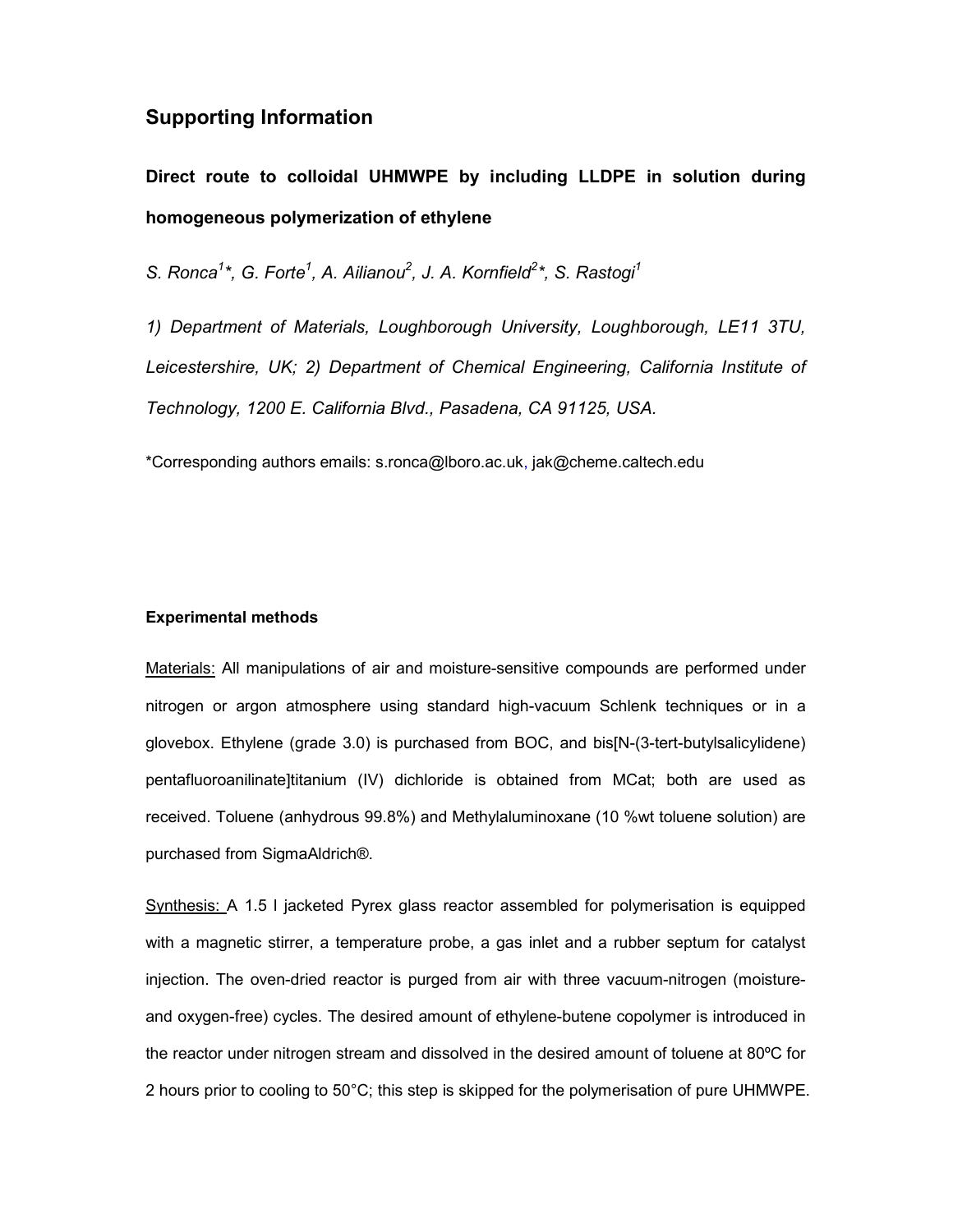# Supporting Information

## Direct route to colloidal UHMWPE by including LLDPE in solution during homogeneous polymerization of ethylene

*S. Ronca[1]\*, G. Forte[1], A. Ailianou[2], J. A. Kornfield[2]\*, S. Rastogi[1]*

*1) Department of Materials, Loughborough University, Loughborough, LE11 3TU, Leicestershire, UK; 2) Department of Chemical Engineering, California Institute of Technology, 1200 E. California Blvd., Pasadena, CA 91125, USA.*

*Corresponding authors emails: s.ronca@lboro.ac.uk, jak@cheme.caltech.edu

### Experimental methods

Materials: All manipulations of air and moisture-sensitive compounds are performed under nitrogen or argon atmosphere using standard high-vacuum Schlenk techniques or in a glovebox. Ethylene (grade 3.0) is purchased from BOC, and bis[N-(3-tert-butylsalicylidene) pentafluoroanilinate]titanium (IV) dichloride is obtained from MCat; both are used as received. Toluene (anhydrous 99.8%) and Methylaluminoxane (10 %wt toluene solution) are purchased from SigmaAldrich®.

Synthesis: A 1.5 l jacketed Pyrex glass reactor assembled for polymerisation is equipped with a magnetic stirrer, a temperature probe, a gas inlet and a rubber septum for catalyst injection. The oven-dried reactor is purged from air with three vacuum-nitrogen (moisture- and oxygen-free) cycles. The desired amount of ethylene-butene copolymer is introduced in the reactor under nitrogen stream and dissolved in the desired amount of toluene at 80ºC for 2 hours prior to cooling to 50°C; this step is skipped for the polymerisation of pure UHMWPE.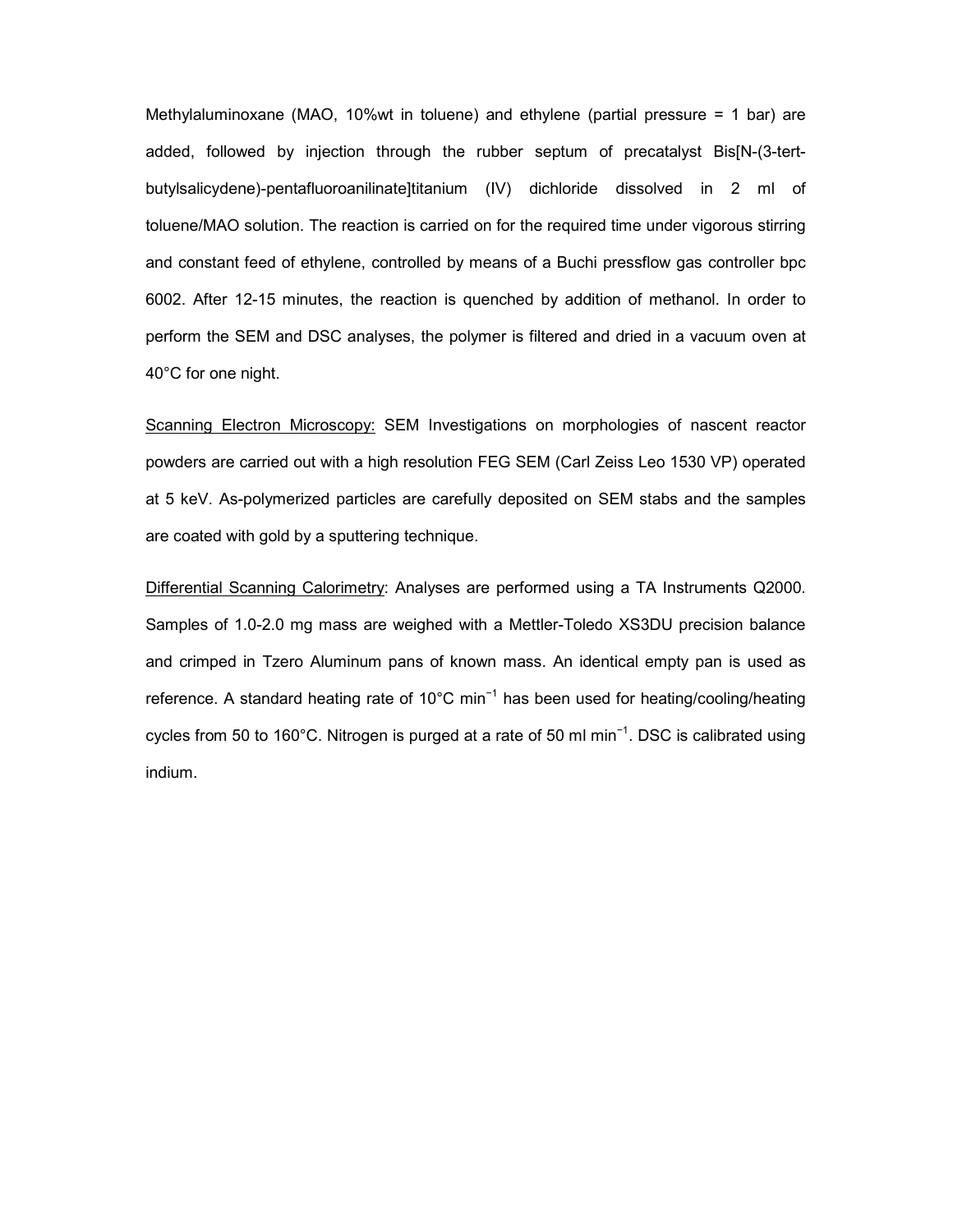Methylaluminoxane (MAO, 10%wt in toluene) and ethylene (partial pressure = 1 bar) are added, followed by injection through the rubber septum of precatalyst Bis[N-(3-tert-butylsalicydene)-pentafluoroanilinate]titanium (IV) dichloride dissolved in 2 ml of toluene/MAO solution. The reaction is carried on for the required time under vigorous stirring and constant feed of ethylene, controlled by means of a Buchi pressflow gas controller bpc 6002. After 12-15 minutes, the reaction is quenched by addition of methanol. In order to perform the SEM and DSC analyses, the polymer is filtered and dried in a vacuum oven at 40°C for one night.

<u>Scanning Electron Microscopy:</u> SEM Investigations on morphologies of nascent reactor powders are carried out with a high resolution FEG SEM (Carl Zeiss Leo 1530 VP) operated at 5 keV. As-polymerized particles are carefully deposited on SEM stabs and the samples are coated with gold by a sputtering technique.

<u>Differential Scanning Calorimetry</u>: Analyses are performed using a TA Instruments Q2000. Samples of 1.0-2.0 mg mass are weighed with a Mettler-Toledo XS3DU precision balance and crimped in Tzero Aluminum pans of known mass. An identical empty pan is used as reference. A standard heating rate of 10°C $min^{-1}$ has been used for heating/cooling/heating cycles from 50 to 160°C. Nitrogen is purged at a rate of 50 ml $min^{-1}$. DSC is calibrated using indium.